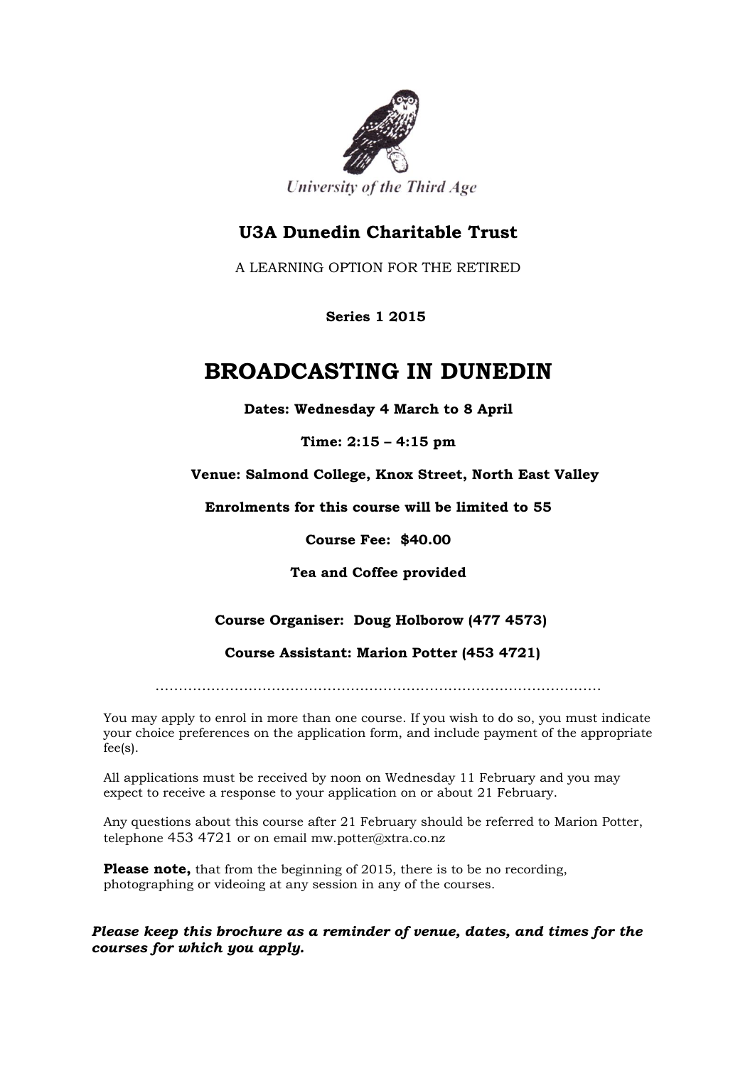University of the Third Age

## U3A Dunedin Charitable Trust

A LEARNING OPTION FOR THE RETIRED

**Series 1 2015**

# BROADCASTING IN DUNEDIN

**Dates: Wednesday 4 March to 8 April**

**Time: 2:15 – 4:15 pm**

**Venue: Salmond College, Knox Street, North East Valley**

**Enrolments for this course will be limited to 55**

**Course Fee: $40.00**

**Tea and Coffee provided**

**Course Organiser: Doug Holborow (477 4573)**

**Course Assistant: Marion Potter (453 4721)**

…………………………………………………………………………………

You may apply to enrol in more than one course. If you wish to do so, you must indicate your choice preferences on the application form, and include payment of the appropriate fee(s).

All applications must be received by noon on Wednesday 11 February and you may expect to receive a response to your application on or about 21 February.

Any questions about this course after 21 February should be referred to Marion Potter, telephone 453 4721 or on email mw.potter@xtra.co.nz

**Please note,** that from the beginning of 2015, there is to be no recording, photographing or videoing at any session in any of the courses.

***Please keep this brochure as a reminder of venue, dates, and times for the courses for which you apply.***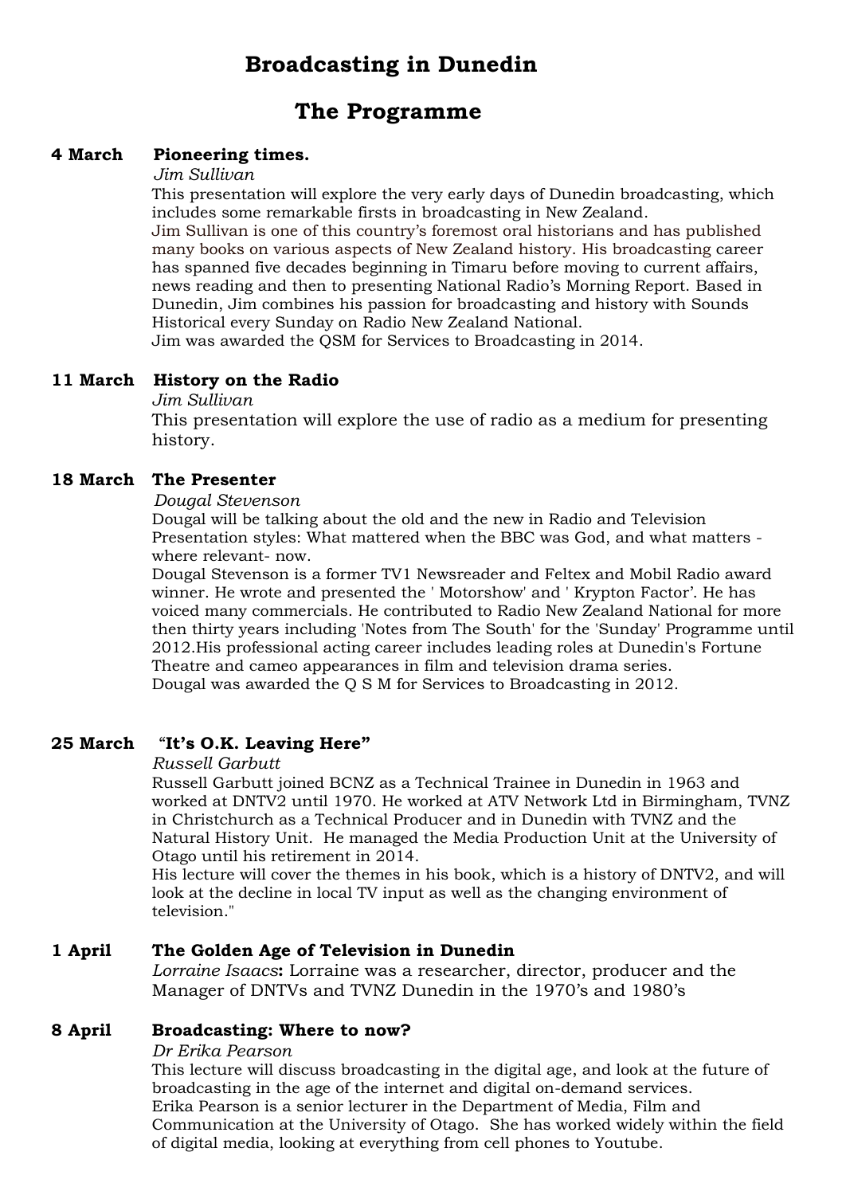# Broadcasting in Dunedin

## The Programme

**4 March** **Pioneering times.**

*Jim Sullivan*

This presentation will explore the very early days of Dunedin broadcasting, which includes some remarkable firsts in broadcasting in New Zealand.

Jim Sullivan is one of this country's foremost oral historians and has published many books on various aspects of New Zealand history. His broadcasting career has spanned five decades beginning in Timaru before moving to current affairs, news reading and then to presenting National Radio's Morning Report. Based in Dunedin, Jim combines his passion for broadcasting and history with Sounds Historical every Sunday on Radio New Zealand National.

Jim was awarded the QSM for Services to Broadcasting in 2014.

**11 March** **History on the Radio**

*Jim Sullivan*

This presentation will explore the use of radio as a medium for presenting history.

**18 March** **The Presenter**

*Dougal Stevenson*

Dougal will be talking about the old and the new in Radio and Television Presentation styles: What mattered when the BBC was God, and what matters - where relevant- now.

Dougal Stevenson is a former TV1 Newsreader and Feltex and Mobil Radio award winner. He wrote and presented the ' Motorshow' and ' Krypton Factor'. He has voiced many commercials. He contributed to Radio New Zealand National for more then thirty years including 'Notes from The South' for the 'Sunday' Programme until 2012.His professional acting career includes leading roles at Dunedin's Fortune Theatre and cameo appearances in film and television drama series.

Dougal was awarded the Q S M for Services to Broadcasting in 2012.

**25 March** **"It's O.K. Leaving Here"**

*Russell Garbutt*

Russell Garbutt joined BCNZ as a Technical Trainee in Dunedin in 1963 and worked at DNTV2 until 1970. He worked at ATV Network Ltd in Birmingham, TVNZ in Christchurch as a Technical Producer and in Dunedin with TVNZ and the Natural History Unit. He managed the Media Production Unit at the University of Otago until his retirement in 2014.

His lecture will cover the themes in his book, which is a history of DNTV2, and will look at the decline in local TV input as well as the changing environment of television."

**1 April** **The Golden Age of Television in Dunedin**

*Lorraine Isaacs*: Lorraine was a researcher, director, producer and the Manager of DNTVs and TVNZ Dunedin in the 1970's and 1980's

**8 April** **Broadcasting: Where to now?**

*Dr Erika Pearson*

This lecture will discuss broadcasting in the digital age, and look at the future of broadcasting in the age of the internet and digital on-demand services.

Erika Pearson is a senior lecturer in the Department of Media, Film and Communication at the University of Otago. She has worked widely within the field of digital media, looking at everything from cell phones to Youtube.